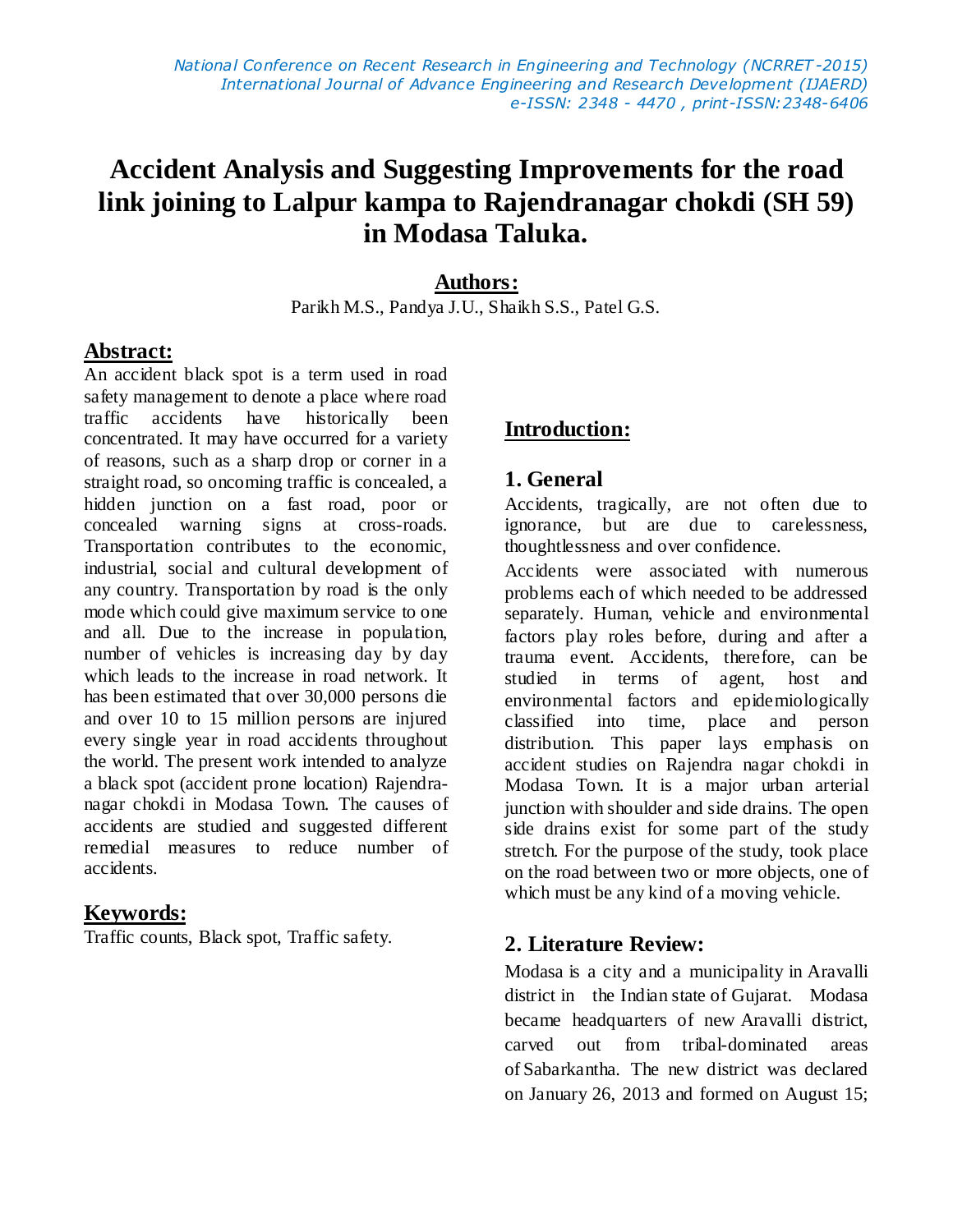# Accident Analysis and Suggesting Improvements for the road link joining to Lalpur kampa to Rajendranagar chokdi (SH 59) in Modasa Taluka.

**Authors:**

Parikh M.S., Pandya J.U., Shaikh S.S., Patel G.S.

## Abstract:

An accident black spot is a term used in road safety management to denote a place where road traffic accidents have historically been concentrated. It may have occurred for a variety of reasons, such as a sharp drop or corner in a straight road, so oncoming traffic is concealed, a hidden junction on a fast road, poor or concealed warning signs at cross-roads. Transportation contributes to the economic, industrial, social and cultural development of any country. Transportation by road is the only mode which could give maximum service to one and all. Due to the increase in population, number of vehicles is increasing day by day which leads to the increase in road network. It has been estimated that over 30,000 persons die and over 10 to 15 million persons are injured every single year in road accidents throughout the world. The present work intended to analyze a black spot (accident prone location) Rajendranagar chokdi in Modasa Town. The causes of accidents are studied and suggested different remedial measures to reduce number of accidents.

## Keywords:

Traffic counts, Black spot, Traffic safety.

## Introduction:

### 1. General

Accidents, tragically, are not often due to ignorance, but are due to carelessness, thoughtlessness and over confidence.

Accidents were associated with numerous problems each of which needed to be addressed separately. Human, vehicle and environmental factors play roles before, during and after a trauma event. Accidents, therefore, can be studied in terms of agent, host and environmental factors and epidemiologically classified into time, place and person distribution. This paper lays emphasis on accident studies on Rajendra nagar chokdi in Modasa Town. It is a major urban arterial junction with shoulder and side drains. The open side drains exist for some part of the study stretch. For the purpose of the study, took place on the road between two or more objects, one of which must be any kind of a moving vehicle.

### 2. Literature Review:

Modasa is a city and a municipality in Aravalli district in the Indian state of Gujarat. Modasa became headquarters of new Aravalli district, carved out from tribal-dominated areas of Sabarkantha. The new district was declared on January 26, 2013 and formed on August 15;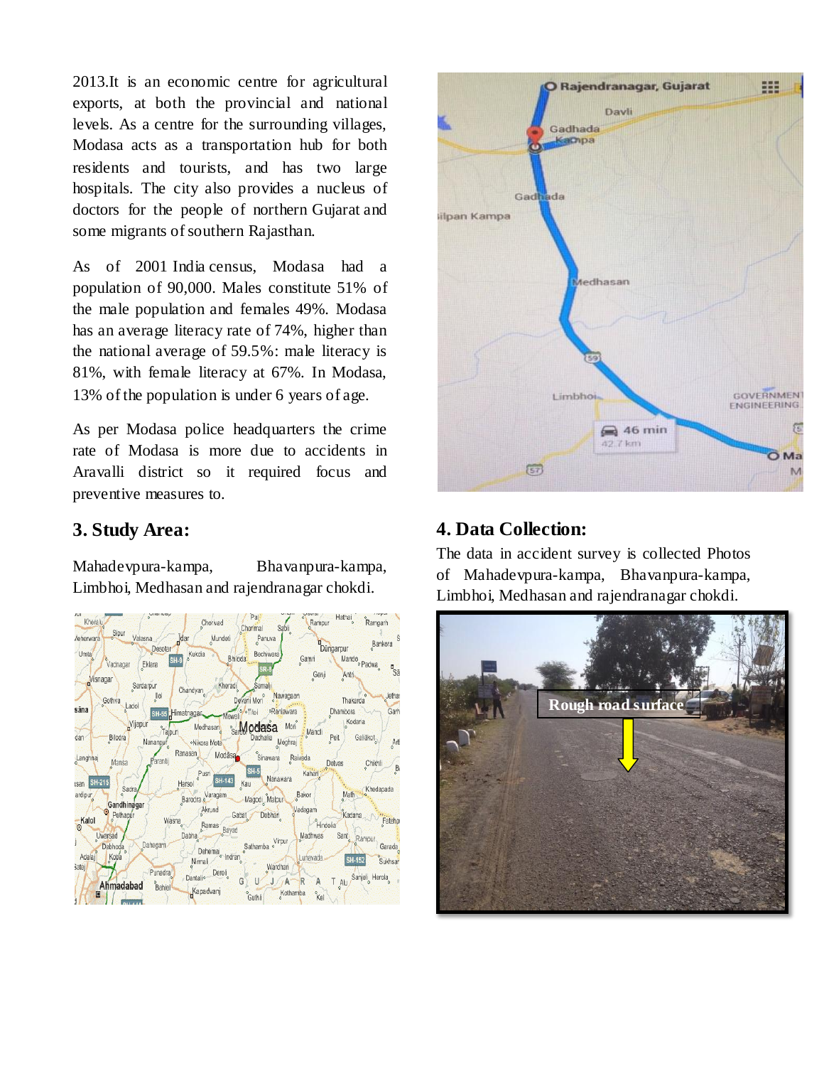2013.It is an economic centre for agricultural exports, at both the provincial and national levels. As a centre for the surrounding villages, Modasa acts as a transportation hub for both residents and tourists, and has two large hospitals. The city also provides a nucleus of doctors for the people of northern Gujarat and some migrants of southern Rajasthan.

As of 2001 India census, Modasa had a population of 90,000. Males constitute 51% of the male population and females 49%. Modasa has an average literacy rate of 74%, higher than the national average of 59.5%: male literacy is 81%, with female literacy at 67%. In Modasa, 13% of the population is under 6 years of age.

As per Modasa police headquarters the crime rate of Modasa is more due to accidents in Aravalli district so it required focus and preventive measures to.

## 3. Study Area:

Mahadevpura-kampa, Bhavanpura-kampa, Limbhoi, Medhasan and rajendranagar chokdi.

## 4. Data Collection:

The data in accident survey is collected Photos of Mahadevpura-kampa, Bhavanpura-kampa, Limbhoi, Medhasan and rajendranagar chokdi.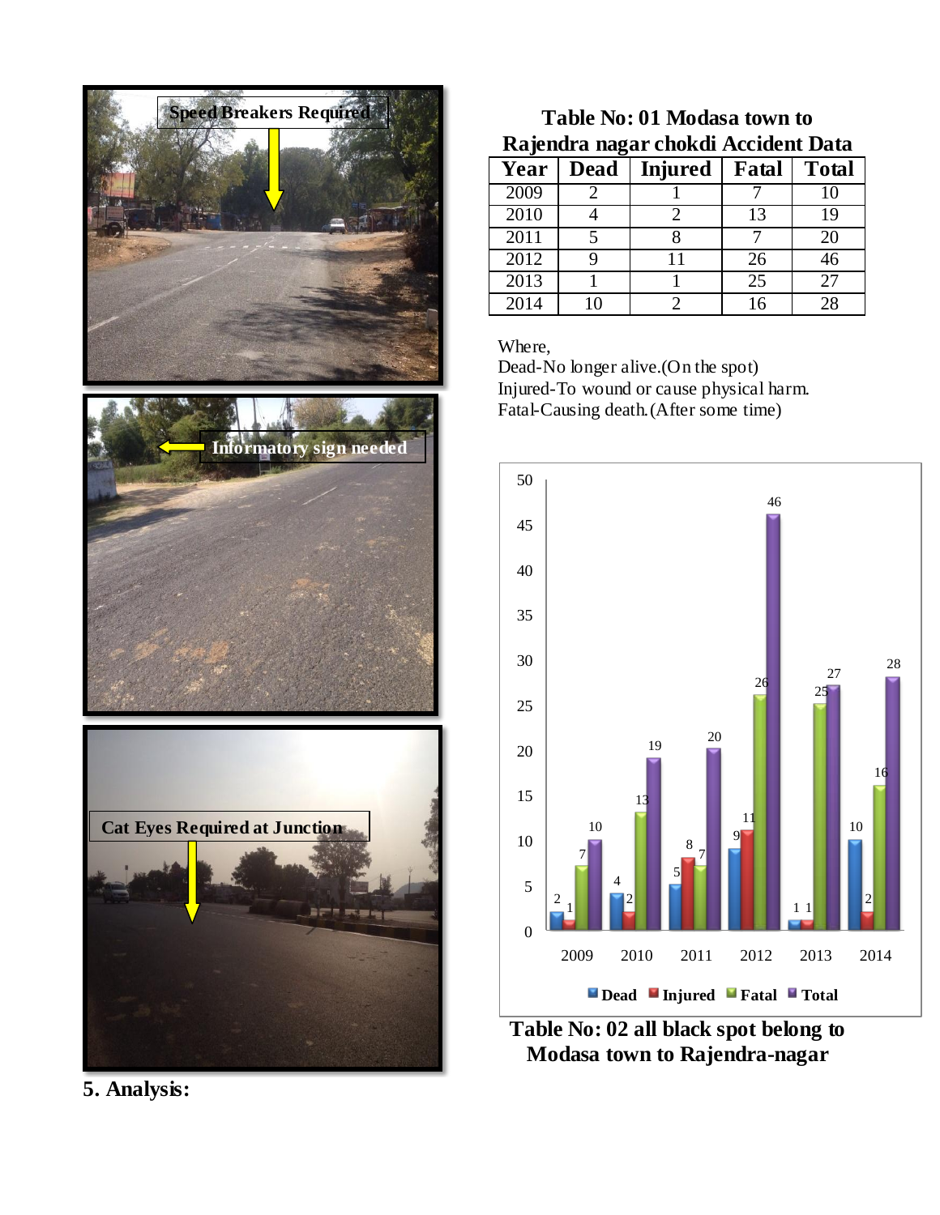Speed Breakers Required

Informatory sign needed

Cat Eyes Required at Junction

**Table No: 01 Modasa town to Rajendra nagar chokdi Accident Data**

| Year | Dead | Injured | Fatal | Total |
|---|---|---|---|---|
| 2009 | 2 | 1 | 7 | 10 |
| 2010 | 4 | 2 | 13 | 19 |
| 2011 | 5 | 8 | 7 | 20 |
| 2012 | 9 | 11 | 26 | 46 |
| 2013 | 1 | 1 | 25 | 27 |
| 2014 | 10 | 2 | 16 | 28 |

Where,
Dead-No longer alive.(On the spot)
Injured-To wound or cause physical harm.
Fatal-Causing death.(After some time)

**Table No: 02 all black spot belong to Modasa town to Rajendra-nagar**

## 5. Analysis: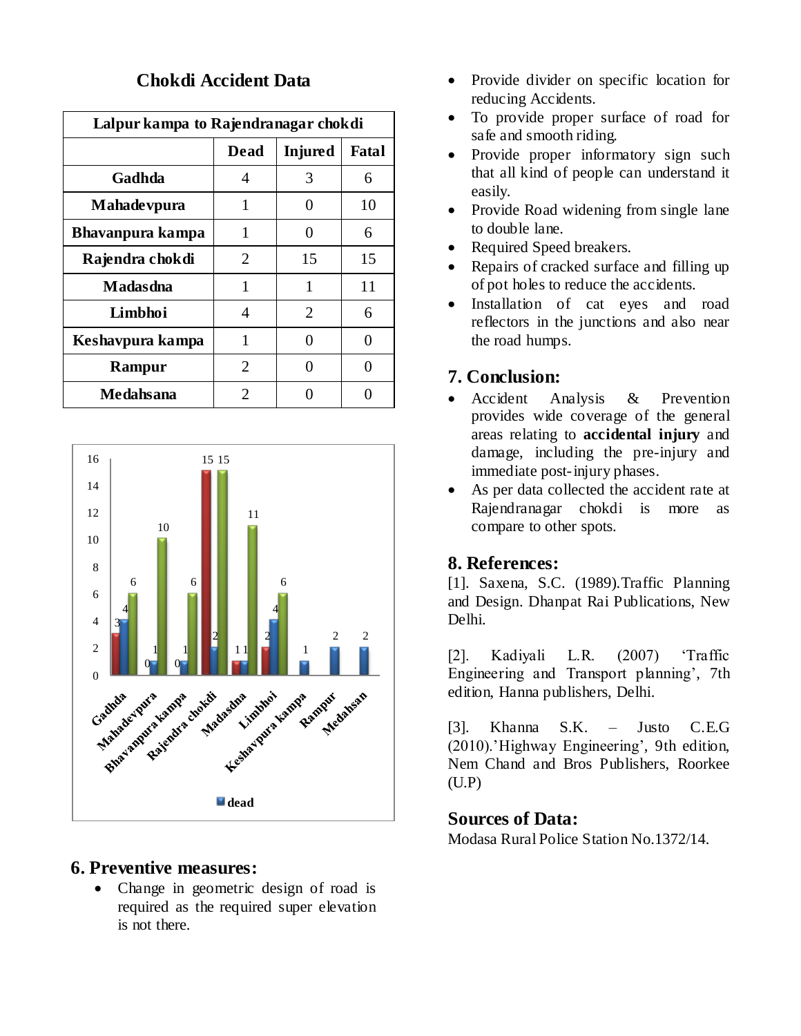## Chokdi Accident Data

| Lalpur kampa to Rajendranagar chokdi | | | |
|---|---|---|---|
| | **Dead** | **Injured** | **Fatal** |
| **Gadhda** | 4 | 3 | 6 |
| **Mahadevpura** | 1 | 0 | 10 |
| **Bhavanpura kampa** | 1 | 0 | 6 |
| **Rajendra chokdi** | 2 | 15 | 15 |
| **Madasdna** | 1 | 1 | 11 |
| **Limbhoi** | 4 | 2 | 6 |
| **Keshavpura kampa** | 1 | 0 | 0 |
| **Rampur** | 2 | 0 | 0 |
| **Medahsana** | 2 | 0 | 0 |

16
14
12
10
8
6
4
2
0

3 4 6
0 1 10
0 1 6
15 2 15
1 1 11
2 4 6
1
2
2

Gadhda
Mahadevpura
Bhavanpura kampa
Rajendra chokdi
Madasdna
Limbhoi
Keshavpura kampa
Rampur
Medahsan

**dead**

## 6. Preventive measures:

- Change in geometric design of road is required as the required super elevation is not there.
- Provide divider on specific location for reducing Accidents.
- To provide proper surface of road for safe and smooth riding.
- Provide proper informatory sign such that all kind of people can understand it easily.
- Provide Road widening from single lane to double lane.
- Required Speed breakers.
- Repairs of cracked surface and filling up of pot holes to reduce the accidents.
- Installation of cat eyes and road reflectors in the junctions and also near the road humps.

## 7. Conclusion:

- Accident Analysis & Prevention provides wide coverage of the general areas relating to **accidental injury** and damage, including the pre-injury and immediate post-injury phases.
- As per data collected the accident rate at Rajendranagar chokdi is more as compare to other spots.

## 8. References:

[1]. Saxena, S.C. (1989).Traffic Planning and Design. Dhanpat Rai Publications, New Delhi.

[2]. Kadiyali L.R. (2007) 'Traffic Engineering and Transport planning', 7th edition, Hanna publishers, Delhi.

[3]. Khanna S.K. – Justo C.E.G (2010).'Highway Engineering', 9th edition, Nem Chand and Bros Publishers, Roorkee (U.P)

## Sources of Data:

Modasa Rural Police Station No.1372/14.